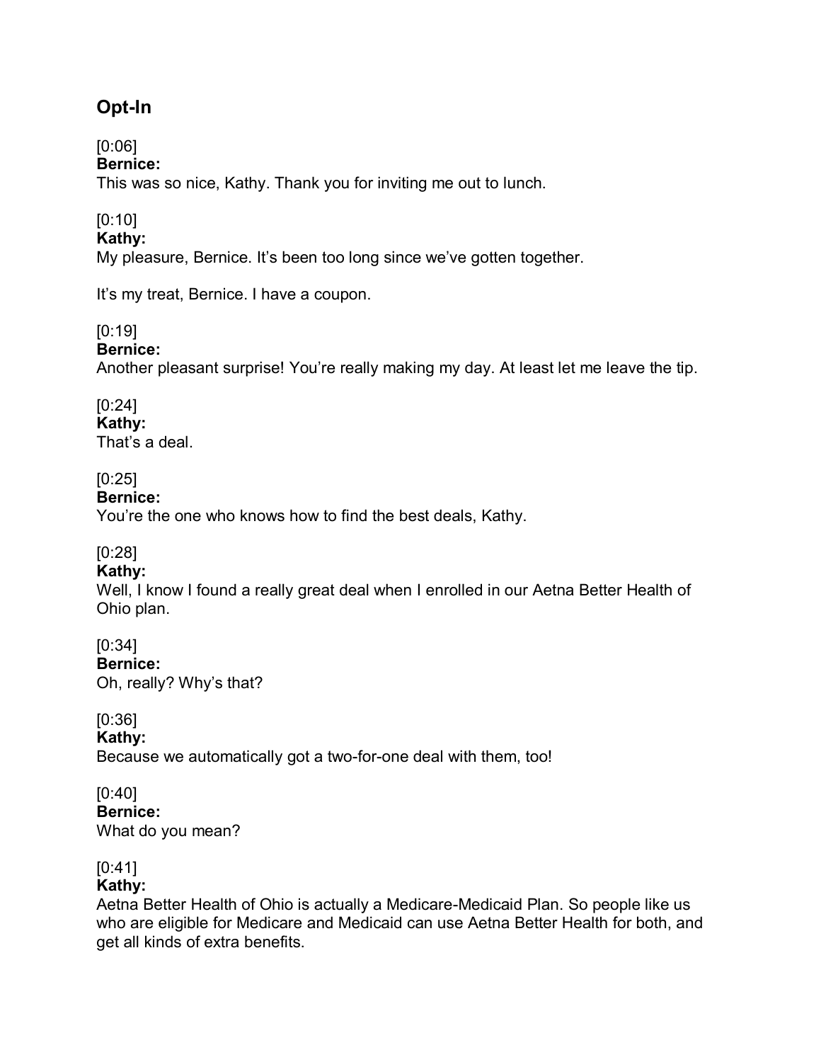## Opt-In

[0:06]
**Bernice:**
This was so nice, Kathy. Thank you for inviting me out to lunch.

[0:10]
**Kathy:**
My pleasure, Bernice. It's been too long since we've gotten together.

It's my treat, Bernice. I have a coupon.

[0:19]
**Bernice:**
Another pleasant surprise! You're really making my day. At least let me leave the tip.

[0:24]
**Kathy:**
That's a deal.

[0:25]
**Bernice:**
You're the one who knows how to find the best deals, Kathy.

[0:28]
**Kathy:**
Well, I know I found a really great deal when I enrolled in our Aetna Better Health of Ohio plan.

[0:34]
**Bernice:**
Oh, really? Why's that?

[0:36]
**Kathy:**
Because we automatically got a two-for-one deal with them, too!

[0:40]
**Bernice:**
What do you mean?

[0:41]
**Kathy:**
Aetna Better Health of Ohio is actually a Medicare-Medicaid Plan. So people like us who are eligible for Medicare and Medicaid can use Aetna Better Health for both, and get all kinds of extra benefits.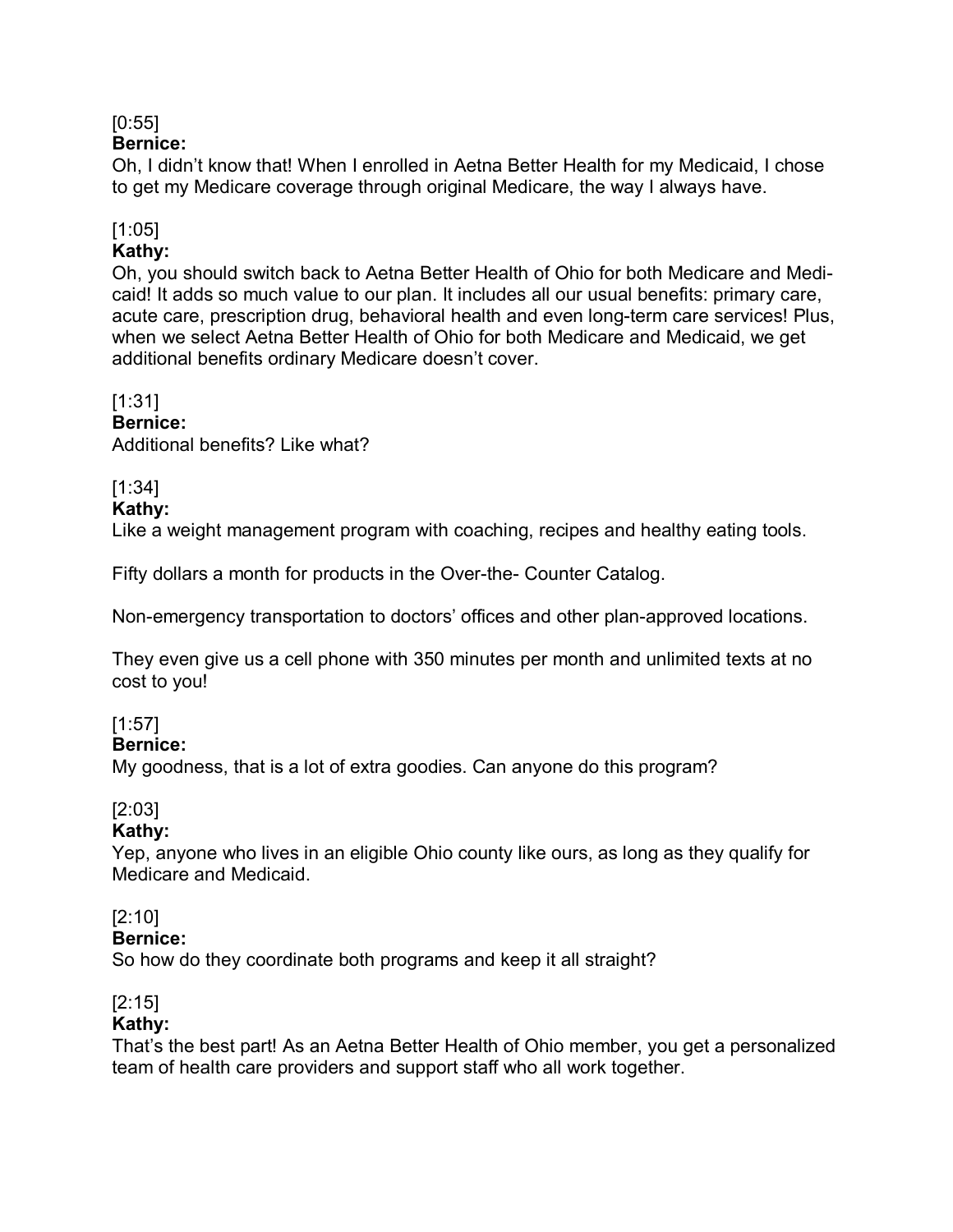[0:55]
**Bernice:**
Oh, I didn't know that! When I enrolled in Aetna Better Health for my Medicaid, I chose to get my Medicare coverage through original Medicare, the way I always have.

[1:05]
**Kathy:**
Oh, you should switch back to Aetna Better Health of Ohio for both Medicare and Medicaid! It adds so much value to our plan. It includes all our usual benefits: primary care, acute care, prescription drug, behavioral health and even long-term care services! Plus, when we select Aetna Better Health of Ohio for both Medicare and Medicaid, we get additional benefits ordinary Medicare doesn't cover.

[1:31]
**Bernice:**
Additional benefits? Like what?

[1:34]
**Kathy:**
Like a weight management program with coaching, recipes and healthy eating tools.

Fifty dollars a month for products in the Over-the- Counter Catalog.

Non-emergency transportation to doctors' offices and other plan-approved locations.

They even give us a cell phone with 350 minutes per month and unlimited texts at no cost to you!

[1:57]
**Bernice:**
My goodness, that is a lot of extra goodies. Can anyone do this program?

[2:03]
**Kathy:**
Yep, anyone who lives in an eligible Ohio county like ours, as long as they qualify for Medicare and Medicaid.

[2:10]
**Bernice:**
So how do they coordinate both programs and keep it all straight?

[2:15]
**Kathy:**
That's the best part! As an Aetna Better Health of Ohio member, you get a personalized team of health care providers and support staff who all work together.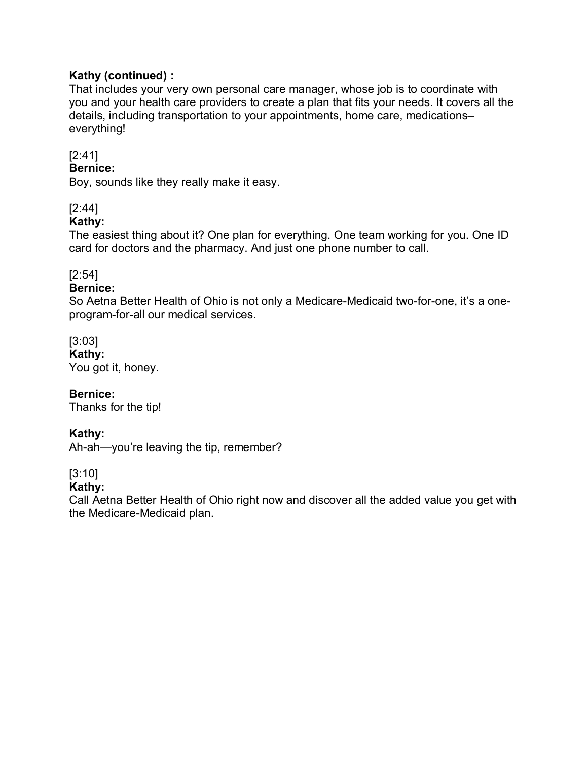**Kathy (continued) :**
That includes your very own personal care manager, whose job is to coordinate with you and your health care providers to create a plan that fits your needs. It covers all the details, including transportation to your appointments, home care, medications– everything!

[2:41]
**Bernice:**
Boy, sounds like they really make it easy.

[2:44]
**Kathy:**
The easiest thing about it? One plan for everything. One team working for you. One ID card for doctors and the pharmacy. And just one phone number to call.

[2:54]
**Bernice:**
So Aetna Better Health of Ohio is not only a Medicare-Medicaid two-for-one, it's a one-program-for-all our medical services.

[3:03]
**Kathy:**
You got it, honey.

**Bernice:**
Thanks for the tip!

**Kathy:**
Ah-ah—you're leaving the tip, remember?

[3:10]
**Kathy:**
Call Aetna Better Health of Ohio right now and discover all the added value you get with the Medicare-Medicaid plan.